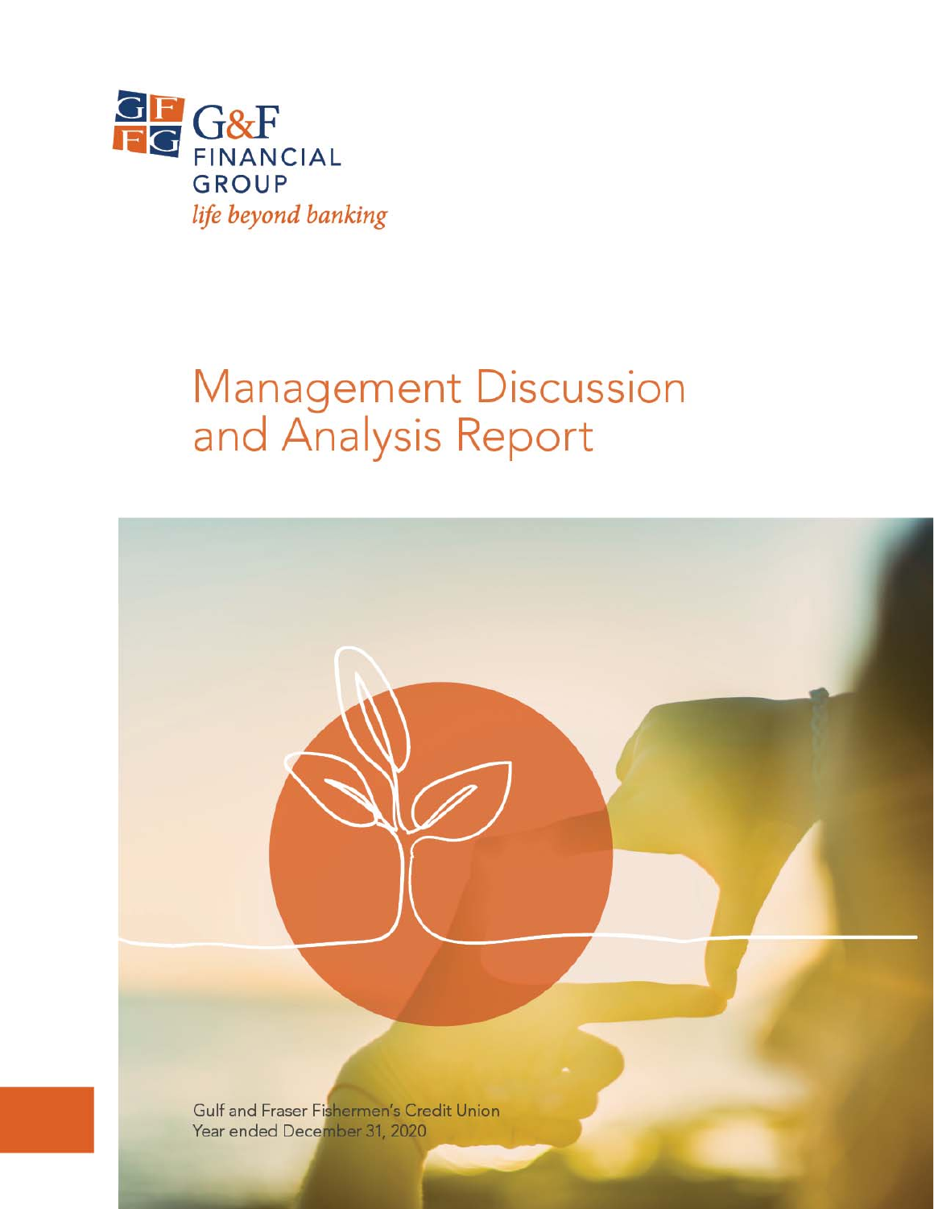G&F FINANCIAL GROUP

*life beyond banking*

# Management Discussion and Analysis Report

Gulf and Fraser Fishermen's Credit Union
Year ended December 31, 2020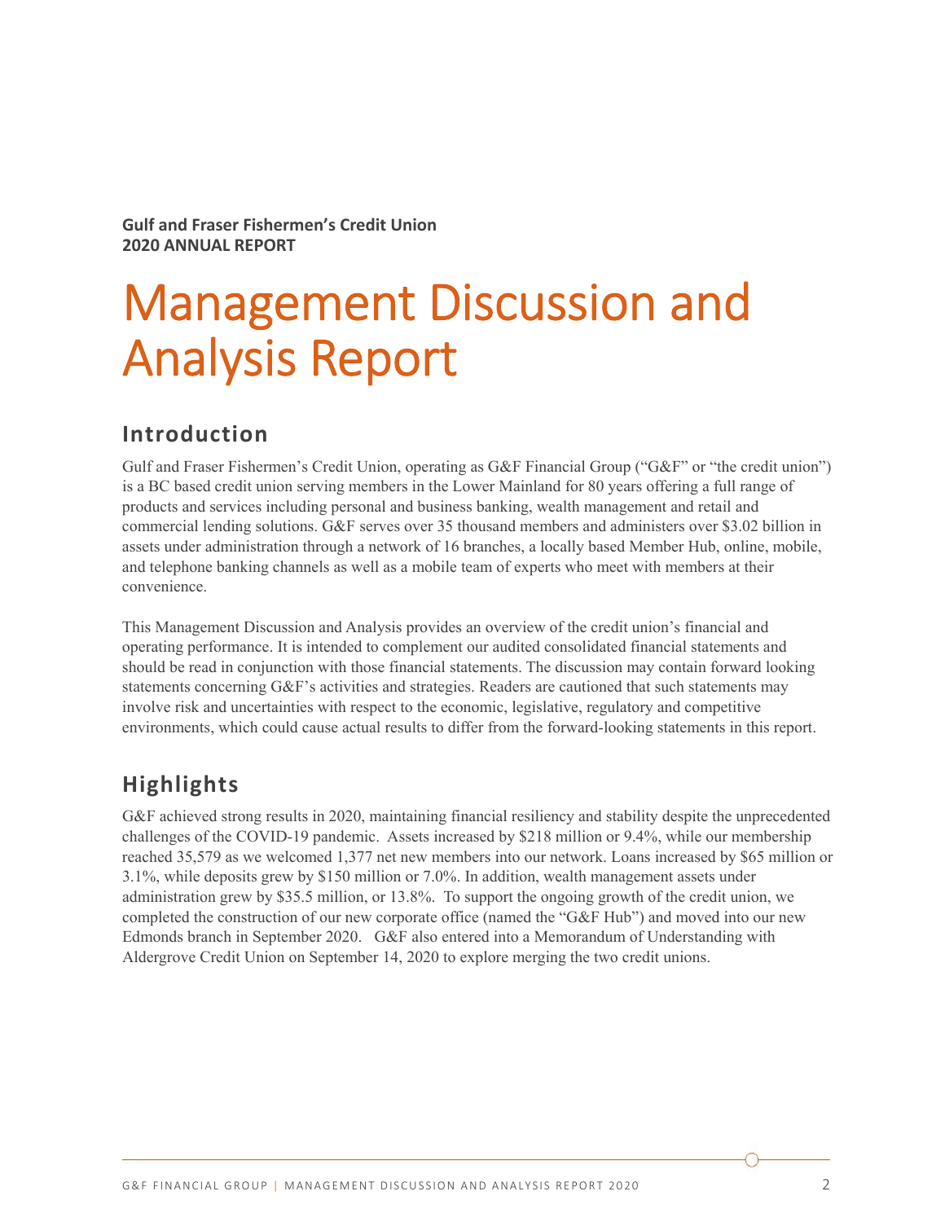**Gulf and Fraser Fishermen's Credit Union**
**2020 ANNUAL REPORT**

# Management Discussion and Analysis Report

## Introduction

Gulf and Fraser Fishermen's Credit Union, operating as G&F Financial Group ("G&F" or "the credit union") is a BC based credit union serving members in the Lower Mainland for 80 years offering a full range of products and services including personal and business banking, wealth management and retail and commercial lending solutions. G&F serves over 35 thousand members and administers over $3.02 billion in assets under administration through a network of 16 branches, a locally based Member Hub, online, mobile, and telephone banking channels as well as a mobile team of experts who meet with members at their convenience.

This Management Discussion and Analysis provides an overview of the credit union's financial and operating performance. It is intended to complement our audited consolidated financial statements and should be read in conjunction with those financial statements. The discussion may contain forward looking statements concerning G&F's activities and strategies. Readers are cautioned that such statements may involve risk and uncertainties with respect to the economic, legislative, regulatory and competitive environments, which could cause actual results to differ from the forward-looking statements in this report.

## Highlights

G&F achieved strong results in 2020, maintaining financial resiliency and stability despite the unprecedented challenges of the COVID-19 pandemic. Assets increased by $218 million or 9.4%, while our membership reached 35,579 as we welcomed 1,377 net new members into our network. Loans increased by $65 million or 3.1%, while deposits grew by $150 million or 7.0%. In addition, wealth management assets under administration grew by $35.5 million, or 13.8%. To support the ongoing growth of the credit union, we completed the construction of our new corporate office (named the "G&F Hub") and moved into our new Edmonds branch in September 2020. G&F also entered into a Memorandum of Understanding with Aldergrove Credit Union on September 14, 2020 to explore merging the two credit unions.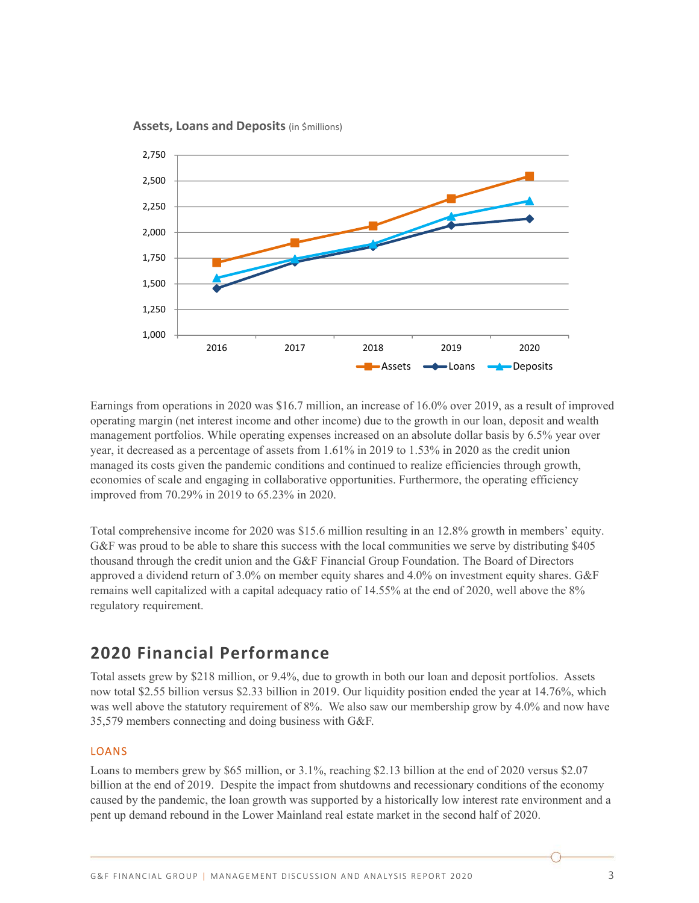**Assets, Loans and Deposits** (in $millions)

Earnings from operations in 2020 was $16.7 million, an increase of 16.0% over 2019, as a result of improved operating margin (net interest income and other income) due to the growth in our loan, deposit and wealth management portfolios. While operating expenses increased on an absolute dollar basis by 6.5% year over year, it decreased as a percentage of assets from 1.61% in 2019 to 1.53% in 2020 as the credit union managed its costs given the pandemic conditions and continued to realize efficiencies through growth, economies of scale and engaging in collaborative opportunities. Furthermore, the operating efficiency improved from 70.29% in 2019 to 65.23% in 2020.

Total comprehensive income for 2020 was $15.6 million resulting in an 12.8% growth in members' equity. G&F was proud to be able to share this success with the local communities we serve by distributing $405 thousand through the credit union and the G&F Financial Group Foundation. The Board of Directors approved a dividend return of 3.0% on member equity shares and 4.0% on investment equity shares. G&F remains well capitalized with a capital adequacy ratio of 14.55% at the end of 2020, well above the 8% regulatory requirement.

## 2020 Financial Performance

Total assets grew by $218 million, or 9.4%, due to growth in both our loan and deposit portfolios. Assets now total $2.55 billion versus $2.33 billion in 2019. Our liquidity position ended the year at 14.76%, which was well above the statutory requirement of 8%. We also saw our membership grow by 4.0% and now have 35,579 members connecting and doing business with G&F.

### LOANS

Loans to members grew by $65 million, or 3.1%, reaching $2.13 billion at the end of 2020 versus $2.07 billion at the end of 2019. Despite the impact from shutdowns and recessionary conditions of the economy caused by the pandemic, the loan growth was supported by a historically low interest rate environment and a pent up demand rebound in the Lower Mainland real estate market in the second half of 2020.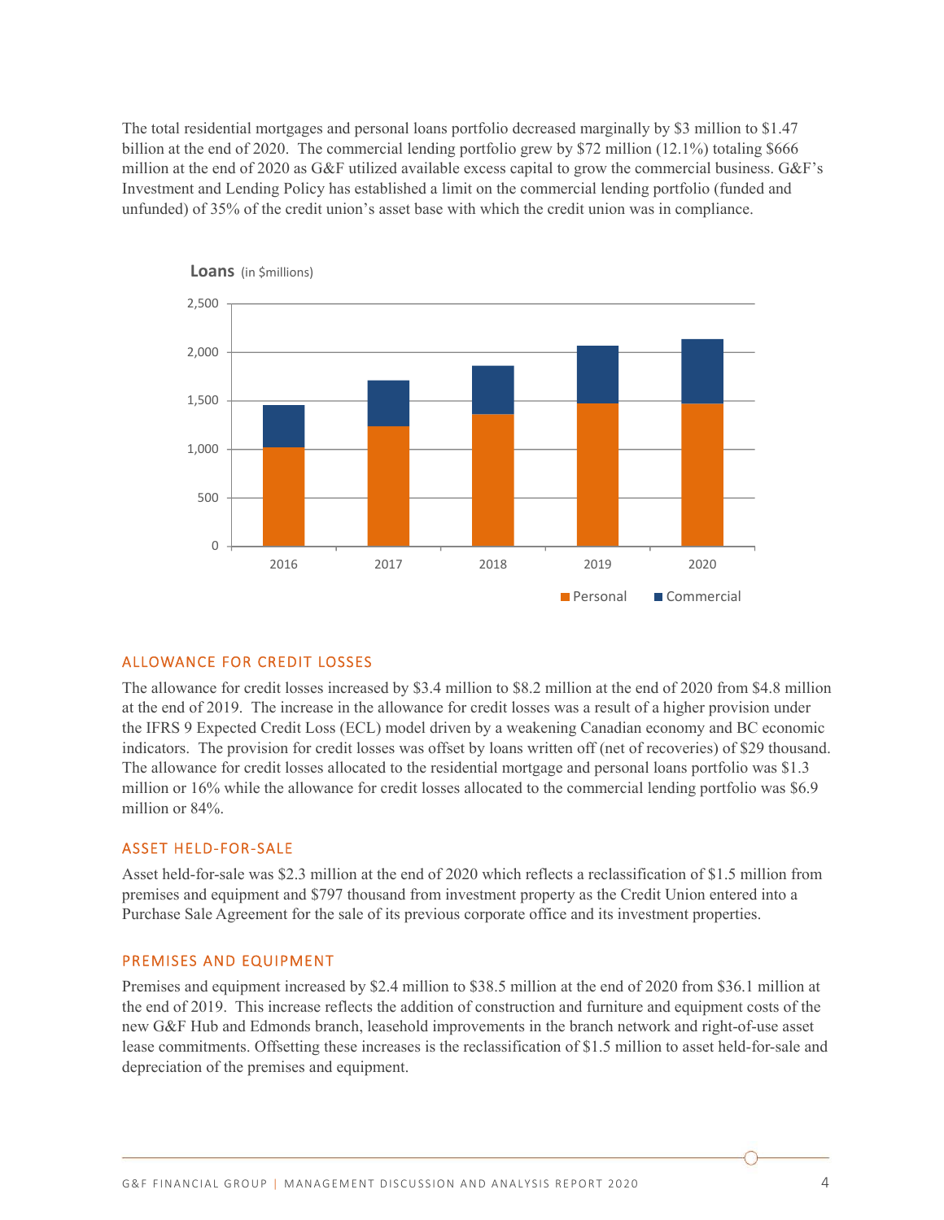The total residential mortgages and personal loans portfolio decreased marginally by $3 million to $1.47 billion at the end of 2020. The commercial lending portfolio grew by $72 million (12.1%) totaling $666 million at the end of 2020 as G&F utilized available excess capital to grow the commercial business. G&F's Investment and Lending Policy has established a limit on the commercial lending portfolio (funded and unfunded) of 35% of the credit union's asset base with which the credit union was in compliance.

**Loans** (in $millions)

## ALLOWANCE FOR CREDIT LOSSES

The allowance for credit losses increased by $3.4 million to $8.2 million at the end of 2020 from $4.8 million at the end of 2019. The increase in the allowance for credit losses was a result of a higher provision under the IFRS 9 Expected Credit Loss (ECL) model driven by a weakening Canadian economy and BC economic indicators. The provision for credit losses was offset by loans written off (net of recoveries) of $29 thousand. The allowance for credit losses allocated to the residential mortgage and personal loans portfolio was $1.3 million or 16% while the allowance for credit losses allocated to the commercial lending portfolio was $6.9 million or 84%.

## ASSET HELD-FOR-SALE

Asset held-for-sale was $2.3 million at the end of 2020 which reflects a reclassification of $1.5 million from premises and equipment and $797 thousand from investment property as the Credit Union entered into a Purchase Sale Agreement for the sale of its previous corporate office and its investment properties.

## PREMISES AND EQUIPMENT

Premises and equipment increased by $2.4 million to $38.5 million at the end of 2020 from $36.1 million at the end of 2019. This increase reflects the addition of construction and furniture and equipment costs of the new G&F Hub and Edmonds branch, leasehold improvements in the branch network and right-of-use asset lease commitments. Offsetting these increases is the reclassification of $1.5 million to asset held-for-sale and depreciation of the premises and equipment.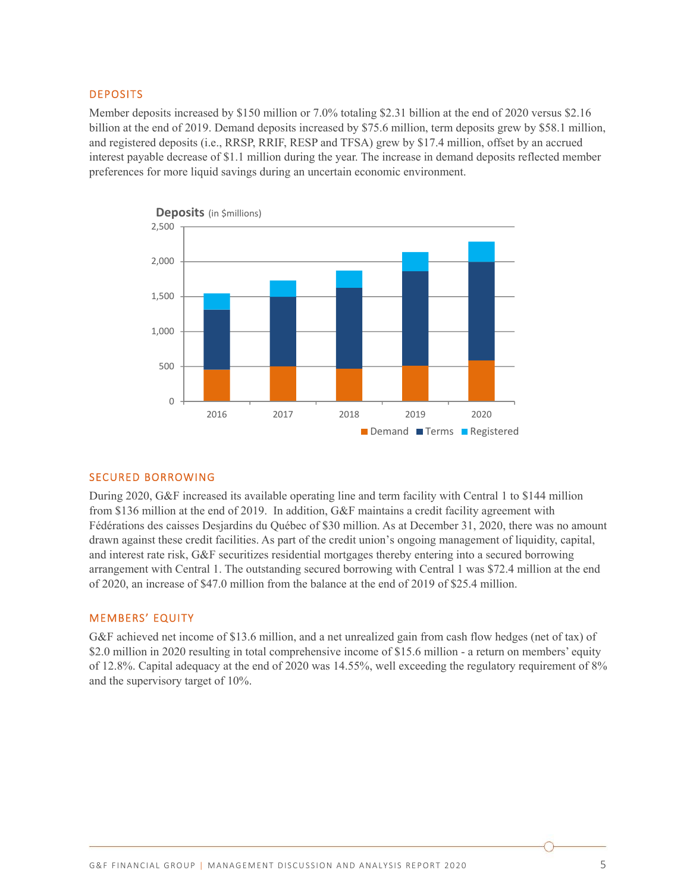## DEPOSITS

Member deposits increased by $150 million or 7.0% totaling $2.31 billion at the end of 2020 versus $2.16 billion at the end of 2019. Demand deposits increased by $75.6 million, term deposits grew by $58.1 million, and registered deposits (i.e., RRSP, RRIF, RESP and TFSA) grew by $17.4 million, offset by an accrued interest payable decrease of $1.1 million during the year. The increase in demand deposits reflected member preferences for more liquid savings during an uncertain economic environment.

**Deposits** (in $millions)

## SECURED BORROWING

During 2020, G&F increased its available operating line and term facility with Central 1 to $144 million from $136 million at the end of 2019. In addition, G&F maintains a credit facility agreement with Fédérations des caisses Desjardins du Québec of $30 million. As at December 31, 2020, there was no amount drawn against these credit facilities. As part of the credit union's ongoing management of liquidity, capital, and interest rate risk, G&F securitizes residential mortgages thereby entering into a secured borrowing arrangement with Central 1. The outstanding secured borrowing with Central 1 was $72.4 million at the end of 2020, an increase of $47.0 million from the balance at the end of 2019 of $25.4 million.

## MEMBERS' EQUITY

G&F achieved net income of $13.6 million, and a net unrealized gain from cash flow hedges (net of tax) of $2.0 million in 2020 resulting in total comprehensive income of $15.6 million - a return on members' equity of 12.8%. Capital adequacy at the end of 2020 was 14.55%, well exceeding the regulatory requirement of 8% and the supervisory target of 10%.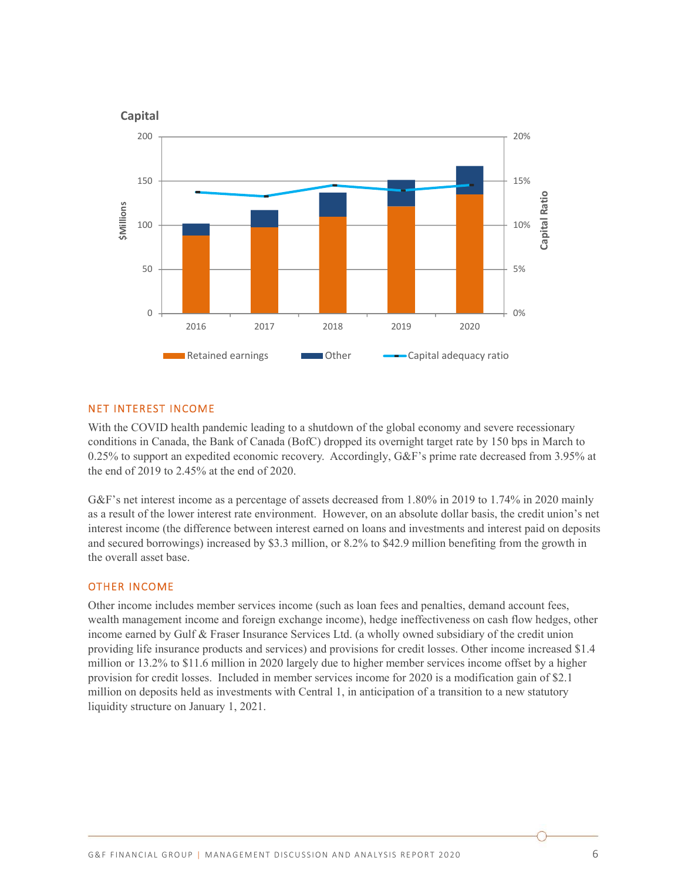Capital

| | 2016 | 2017 | 2018 | 2019 | 2020 |
|---|---|---|---|---|---|

Retained earnings | Other | Capital adequacy ratio

## NET INTEREST INCOME

With the COVID health pandemic leading to a shutdown of the global economy and severe recessionary conditions in Canada, the Bank of Canada (BofC) dropped its overnight target rate by 150 bps in March to 0.25% to support an expedited economic recovery. Accordingly, G&F's prime rate decreased from 3.95% at the end of 2019 to 2.45% at the end of 2020.

G&F's net interest income as a percentage of assets decreased from 1.80% in 2019 to 1.74% in 2020 mainly as a result of the lower interest rate environment. However, on an absolute dollar basis, the credit union's net interest income (the difference between interest earned on loans and investments and interest paid on deposits and secured borrowings) increased by $3.3 million, or 8.2% to $42.9 million benefiting from the growth in the overall asset base.

## OTHER INCOME

Other income includes member services income (such as loan fees and penalties, demand account fees, wealth management income and foreign exchange income), hedge ineffectiveness on cash flow hedges, other income earned by Gulf & Fraser Insurance Services Ltd. (a wholly owned subsidiary of the credit union providing life insurance products and services) and provisions for credit losses. Other income increased $1.4 million or 13.2% to $11.6 million in 2020 largely due to higher member services income offset by a higher provision for credit losses. Included in member services income for 2020 is a modification gain of $2.1 million on deposits held as investments with Central 1, in anticipation of a transition to a new statutory liquidity structure on January 1, 2021.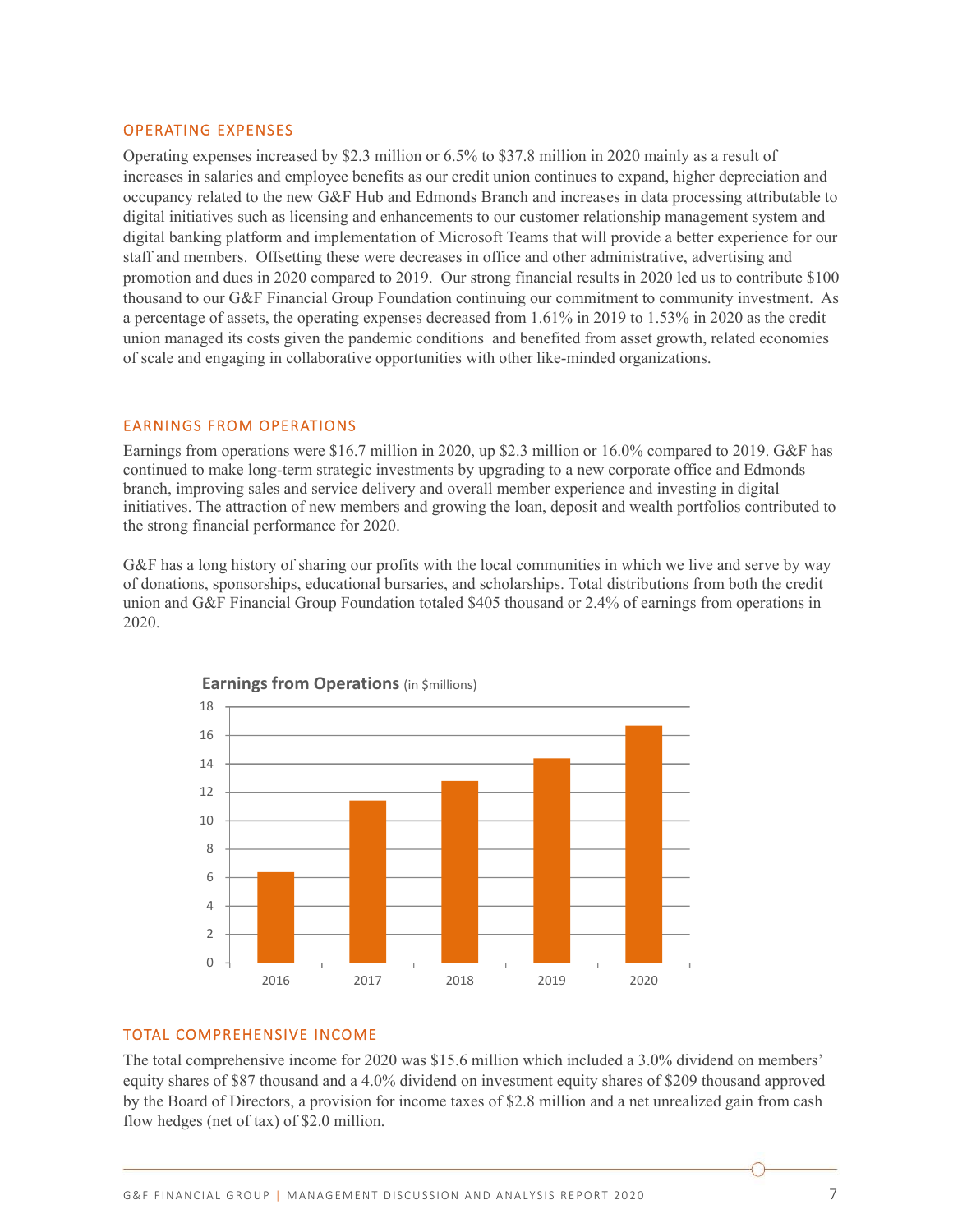## OPERATING EXPENSES

Operating expenses increased by $2.3 million or 6.5% to $37.8 million in 2020 mainly as a result of increases in salaries and employee benefits as our credit union continues to expand, higher depreciation and occupancy related to the new G&F Hub and Edmonds Branch and increases in data processing attributable to digital initiatives such as licensing and enhancements to our customer relationship management system and digital banking platform and implementation of Microsoft Teams that will provide a better experience for our staff and members. Offsetting these were decreases in office and other administrative, advertising and promotion and dues in 2020 compared to 2019. Our strong financial results in 2020 led us to contribute $100 thousand to our G&F Financial Group Foundation continuing our commitment to community investment. As a percentage of assets, the operating expenses decreased from 1.61% in 2019 to 1.53% in 2020 as the credit union managed its costs given the pandemic conditions and benefited from asset growth, related economies of scale and engaging in collaborative opportunities with other like-minded organizations.

## EARNINGS FROM OPERATIONS

Earnings from operations were $16.7 million in 2020, up $2.3 million or 16.0% compared to 2019. G&F has continued to make long-term strategic investments by upgrading to a new corporate office and Edmonds branch, improving sales and service delivery and overall member experience and investing in digital initiatives. The attraction of new members and growing the loan, deposit and wealth portfolios contributed to the strong financial performance for 2020.

G&F has a long history of sharing our profits with the local communities in which we live and serve by way of donations, sponsorships, educational bursaries, and scholarships. Total distributions from both the credit union and G&F Financial Group Foundation totaled $405 thousand or 2.4% of earnings from operations in 2020.

**Earnings from Operations** (in $millions)

| Year | Earnings from Operations ($ millions, approx.) |
|---|---|
| 2016 | 6.4 |
| 2017 | 11.4 |
| 2018 | 12.8 |
| 2019 | 14.4 |
| 2020 | 16.7 |

## TOTAL COMPREHENSIVE INCOME

The total comprehensive income for 2020 was $15.6 million which included a 3.0% dividend on members' equity shares of $87 thousand and a 4.0% dividend on investment equity shares of $209 thousand approved by the Board of Directors, a provision for income taxes of $2.8 million and a net unrealized gain from cash flow hedges (net of tax) of $2.0 million.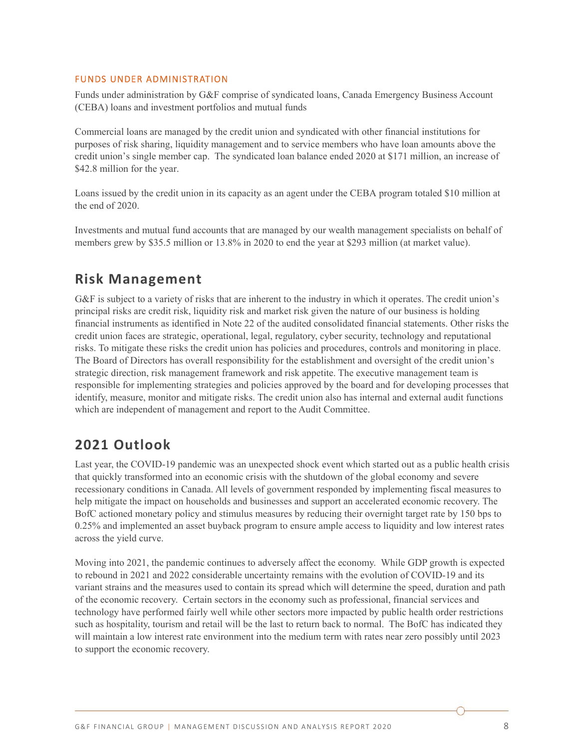### FUNDS UNDER ADMINISTRATION

Funds under administration by G&F comprise of syndicated loans, Canada Emergency Business Account (CEBA) loans and investment portfolios and mutual funds

Commercial loans are managed by the credit union and syndicated with other financial institutions for purposes of risk sharing, liquidity management and to service members who have loan amounts above the credit union's single member cap. The syndicated loan balance ended 2020 at $171 million, an increase of $42.8 million for the year.

Loans issued by the credit union in its capacity as an agent under the CEBA program totaled $10 million at the end of 2020.

Investments and mutual fund accounts that are managed by our wealth management specialists on behalf of members grew by $35.5 million or 13.8% in 2020 to end the year at $293 million (at market value).

## Risk Management

G&F is subject to a variety of risks that are inherent to the industry in which it operates. The credit union's principal risks are credit risk, liquidity risk and market risk given the nature of our business is holding financial instruments as identified in Note 22 of the audited consolidated financial statements. Other risks the credit union faces are strategic, operational, legal, regulatory, cyber security, technology and reputational risks. To mitigate these risks the credit union has policies and procedures, controls and monitoring in place. The Board of Directors has overall responsibility for the establishment and oversight of the credit union's strategic direction, risk management framework and risk appetite. The executive management team is responsible for implementing strategies and policies approved by the board and for developing processes that identify, measure, monitor and mitigate risks. The credit union also has internal and external audit functions which are independent of management and report to the Audit Committee.

## 2021 Outlook

Last year, the COVID-19 pandemic was an unexpected shock event which started out as a public health crisis that quickly transformed into an economic crisis with the shutdown of the global economy and severe recessionary conditions in Canada. All levels of government responded by implementing fiscal measures to help mitigate the impact on households and businesses and support an accelerated economic recovery. The BofC actioned monetary policy and stimulus measures by reducing their overnight target rate by 150 bps to 0.25% and implemented an asset buyback program to ensure ample access to liquidity and low interest rates across the yield curve.

Moving into 2021, the pandemic continues to adversely affect the economy. While GDP growth is expected to rebound in 2021 and 2022 considerable uncertainty remains with the evolution of COVID-19 and its variant strains and the measures used to contain its spread which will determine the speed, duration and path of the economic recovery. Certain sectors in the economy such as professional, financial services and technology have performed fairly well while other sectors more impacted by public health order restrictions such as hospitality, tourism and retail will be the last to return back to normal. The BofC has indicated they will maintain a low interest rate environment into the medium term with rates near zero possibly until 2023 to support the economic recovery.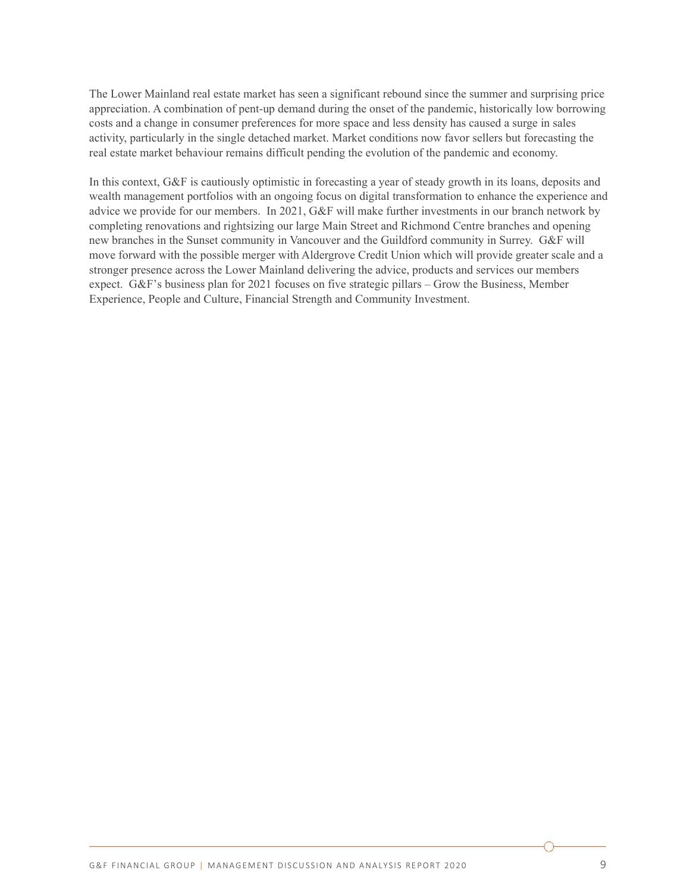The Lower Mainland real estate market has seen a significant rebound since the summer and surprising price appreciation. A combination of pent-up demand during the onset of the pandemic, historically low borrowing costs and a change in consumer preferences for more space and less density has caused a surge in sales activity, particularly in the single detached market. Market conditions now favor sellers but forecasting the real estate market behaviour remains difficult pending the evolution of the pandemic and economy.

In this context, G&F is cautiously optimistic in forecasting a year of steady growth in its loans, deposits and wealth management portfolios with an ongoing focus on digital transformation to enhance the experience and advice we provide for our members. In 2021, G&F will make further investments in our branch network by completing renovations and rightsizing our large Main Street and Richmond Centre branches and opening new branches in the Sunset community in Vancouver and the Guildford community in Surrey. G&F will move forward with the possible merger with Aldergrove Credit Union which will provide greater scale and a stronger presence across the Lower Mainland delivering the advice, products and services our members expect. G&F's business plan for 2021 focuses on five strategic pillars – Grow the Business, Member Experience, People and Culture, Financial Strength and Community Investment.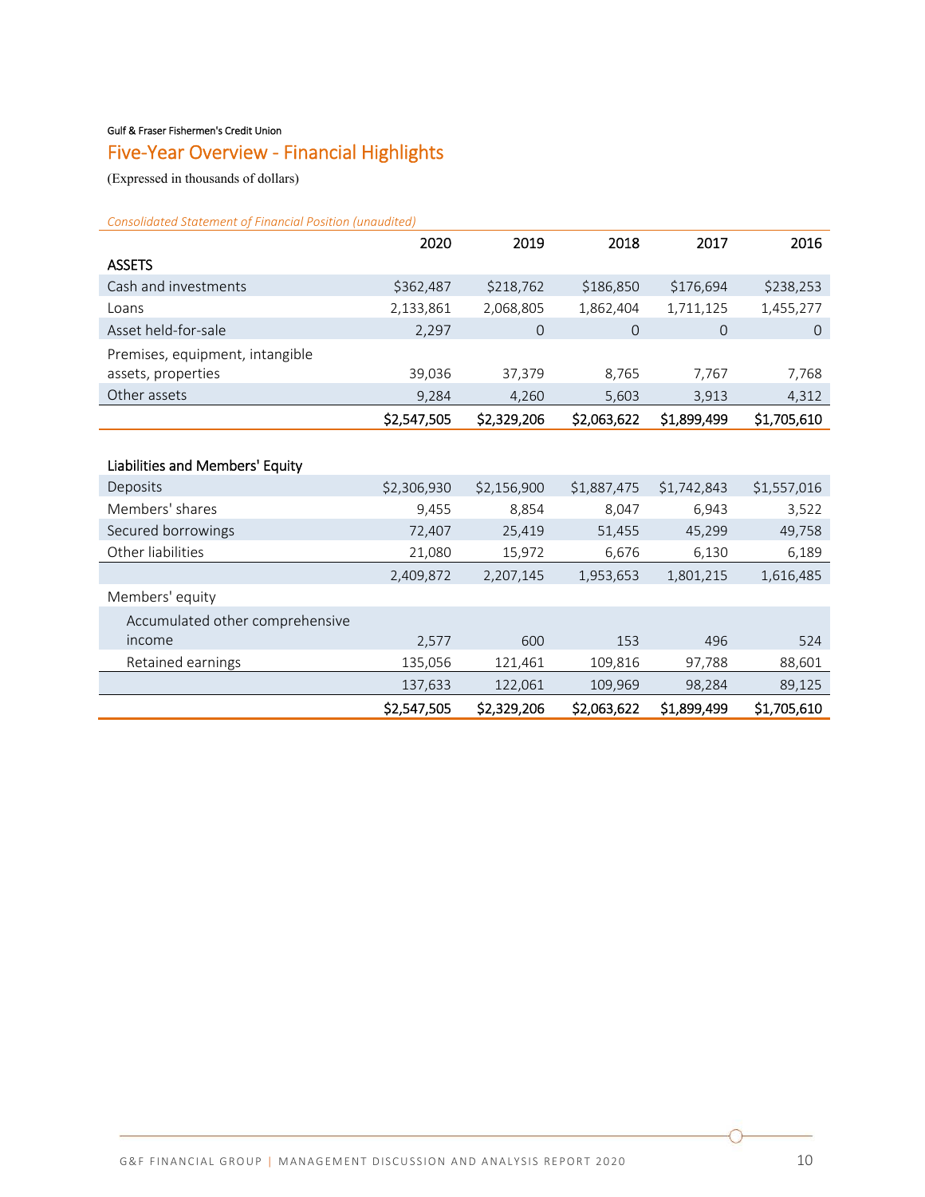Gulf & Fraser Fishermen's Credit Union

## Five-Year Overview - Financial Highlights

(Expressed in thousands of dollars)

*Consolidated Statement of Financial Position (unaudited)*

| | 2020 | 2019 | 2018 | 2017 | 2016 |
|---|---|---|---|---|---|
| **ASSETS** | | | | | |
| Cash and investments | $362,487 | $218,762 | $186,850 | $176,694 | $238,253 |
| Loans | 2,133,861 | 2,068,805 | 1,862,404 | 1,711,125 | 1,455,277 |
| Asset held-for-sale | 2,297 | 0 | 0 | 0 | 0 |
| Premises, equipment, intangible assets, properties | 39,036 | 37,379 | 8,765 | 7,767 | 7,768 |
| Other assets | 9,284 | 4,260 | 5,603 | 3,913 | 4,312 |
| | **$2,547,505** | **$2,329,206** | **$2,063,622** | **$1,899,499** | **$1,705,610** |
| **Liabilities and Members' Equity** | | | | | |
| Deposits | $2,306,930 | $2,156,900 | $1,887,475 | $1,742,843 | $1,557,016 |
| Members' shares | 9,455 | 8,854 | 8,047 | 6,943 | 3,522 |
| Secured borrowings | 72,407 | 25,419 | 51,455 | 45,299 | 49,758 |
| Other liabilities | 21,080 | 15,972 | 6,676 | 6,130 | 6,189 |
| | 2,409,872 | 2,207,145 | 1,953,653 | 1,801,215 | 1,616,485 |
| Members' equity | | | | | |
| Accumulated other comprehensive income | 2,577 | 600 | 153 | 496 | 524 |
| Retained earnings | 135,056 | 121,461 | 109,816 | 97,788 | 88,601 |
| | 137,633 | 122,061 | 109,969 | 98,284 | 89,125 |
| | **$2,547,505** | **$2,329,206** | **$2,063,622** | **$1,899,499** | **$1,705,610** |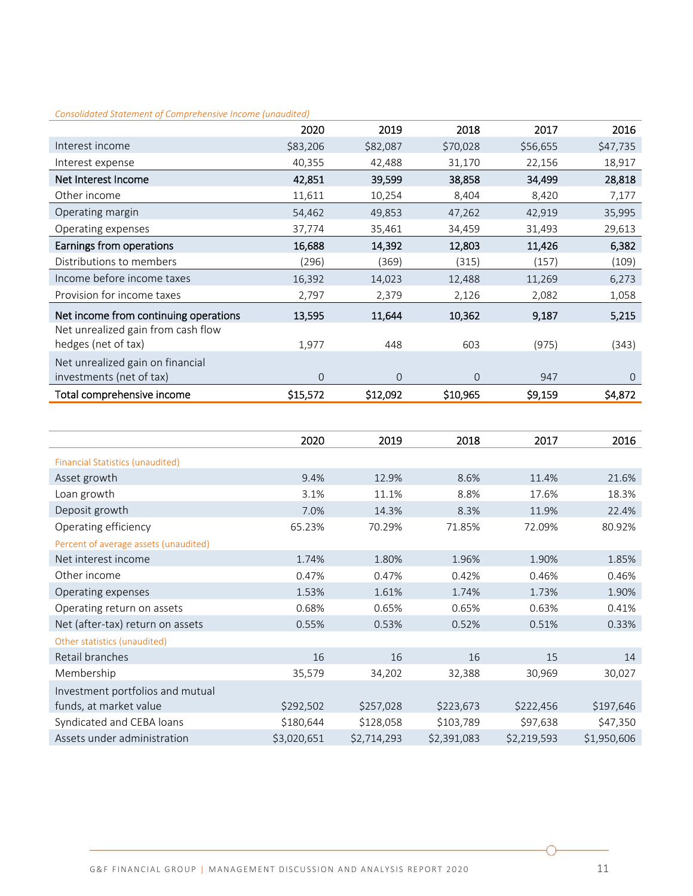*Consolidated Statement of Comprehensive Income (unaudited)*

| | 2020 | 2019 | 2018 | 2017 | 2016 |
|---|---|---|---|---|---|
| Interest income | $83,206 | $82,087 | $70,028 | $56,655 | $47,735 |
| Interest expense | 40,355 | 42,488 | 31,170 | 22,156 | 18,917 |
| Net Interest Income | 42,851 | 39,599 | 38,858 | 34,499 | 28,818 |
| Other income | 11,611 | 10,254 | 8,404 | 8,420 | 7,177 |
| Operating margin | 54,462 | 49,853 | 47,262 | 42,919 | 35,995 |
| Operating expenses | 37,774 | 35,461 | 34,459 | 31,493 | 29,613 |
| Earnings from operations | 16,688 | 14,392 | 12,803 | 11,426 | 6,382 |
| Distributions to members | (296) | (369) | (315) | (157) | (109) |
| Income before income taxes | 16,392 | 14,023 | 12,488 | 11,269 | 6,273 |
| Provision for income taxes | 2,797 | 2,379 | 2,126 | 2,082 | 1,058 |
| Net income from continuing operations | 13,595 | 11,644 | 10,362 | 9,187 | 5,215 |
| Net unrealized gain from cash flow hedges (net of tax) | 1,977 | 448 | 603 | (975) | (343) |
| Net unrealized gain on financial investments (net of tax) | 0 | 0 | 0 | 947 | 0 |
| Total comprehensive income | $15,572 | $12,092 | $10,965 | $9,159 | $4,872 |

| | 2020 | 2019 | 2018 | 2017 | 2016 |
|---|---|---|---|---|---|
| *Financial Statistics (unaudited)* | | | | | |
| Asset growth | 9.4% | 12.9% | 8.6% | 11.4% | 21.6% |
| Loan growth | 3.1% | 11.1% | 8.8% | 17.6% | 18.3% |
| Deposit growth | 7.0% | 14.3% | 8.3% | 11.9% | 22.4% |
| Operating efficiency | 65.23% | 70.29% | 71.85% | 72.09% | 80.92% |
| *Percent of average assets (unaudited)* | | | | | |
| Net interest income | 1.74% | 1.80% | 1.96% | 1.90% | 1.85% |
| Other income | 0.47% | 0.47% | 0.42% | 0.46% | 0.46% |
| Operating expenses | 1.53% | 1.61% | 1.74% | 1.73% | 1.90% |
| Operating return on assets | 0.68% | 0.65% | 0.65% | 0.63% | 0.41% |
| Net (after-tax) return on assets | 0.55% | 0.53% | 0.52% | 0.51% | 0.33% |
| *Other statistics (unaudited)* | | | | | |
| Retail branches | 16 | 16 | 16 | 15 | 14 |
| Membership | 35,579 | 34,202 | 32,388 | 30,969 | 30,027 |
| Investment portfolios and mutual funds, at market value | $292,502 | $257,028 | $223,673 | $222,456 | $197,646 |
| Syndicated and CEBA loans | $180,644 | $128,058 | $103,789 | $97,638 | $47,350 |
| Assets under administration | $3,020,651 | $2,714,293 | $2,391,083 | $2,219,593 | $1,950,606 |